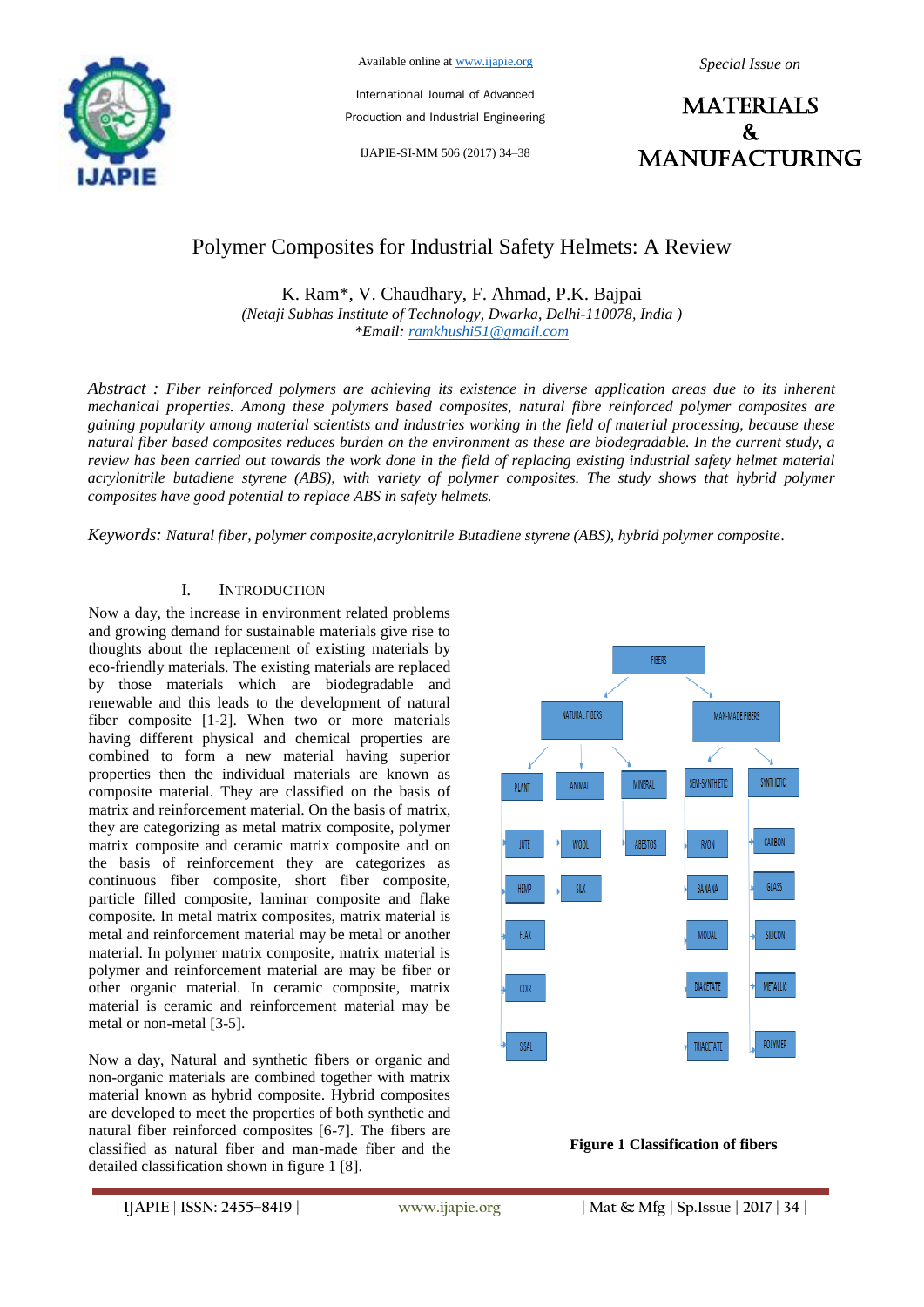# Polymer Composites for Industrial Safety Helmets: A Review

K. Ram*, V. Chaudhary, F. Ahmad, P.K. Bajpai

*(Netaji Subhas Institute of Technology, Dwarka, Delhi-110078, India )*
*\*Email: ramkhushi51@gmail.com*

*Abstract : Fiber reinforced polymers are achieving its existence in diverse application areas due to its inherent mechanical properties. Among these polymers based composites, natural fibre reinforced polymer composites are gaining popularity among material scientists and industries working in the field of material processing, because these natural fiber based composites reduces burden on the environment as these are biodegradable. In the current study, a review has been carried out towards the work done in the field of replacing existing industrial safety helmet material acrylonitrile butadiene styrene (ABS), with variety of polymer composites. The study shows that hybrid polymer composites have good potential to replace ABS in safety helmets.*

*Keywords: Natural fiber, polymer composite,acrylonitrile Butadiene styrene (ABS), hybrid polymer composite.*

## I. Introduction

Now a day, the increase in environment related problems and growing demand for sustainable materials give rise to thoughts about the replacement of existing materials by eco-friendly materials. The existing materials are replaced by those materials which are biodegradable and renewable and this leads to the development of natural fiber composite [1-2]. When two or more materials having different physical and chemical properties are combined to form a new material having superior properties then the individual materials are known as composite material. They are classified on the basis of matrix and reinforcement material. On the basis of matrix, they are categorizing as metal matrix composite, polymer matrix composite and ceramic matrix composite and on the basis of reinforcement they are categorizes as continuous fiber composite, short fiber composite, particle filled composite, laminar composite and flake composite. In metal matrix composites, matrix material is metal and reinforcement material may be metal or another material. In polymer matrix composite, matrix material is polymer and reinforcement material are may be fiber or other organic material. In ceramic composite, matrix material is ceramic and reinforcement material may be metal or non-metal [3-5].

Now a day, Natural and synthetic fibers or organic and non-organic materials are combined together with matrix material known as hybrid composite. Hybrid composites are developed to meet the properties of both synthetic and natural fiber reinforced composites [6-7]. The fibers are classified as natural fiber and man-made fiber and the detailed classification shown in figure 1 [8].

- FIBERS
  - NATURAL FIBERS
    - PLANT: JUTE, HEMP, FLAX, COIR, SISAL
    - ANIMAL: WOOL, SILK
    - MINERAL: ABESTOS
  - MAN-MADE FIBERS
    - SEMI-SYNTHETIC: RYON, BANANA, MODAL, DIACETATE, TRIACETATE
    - SYNTHETIC: CARBON, GLASS, SILICON, METALLIC, POLYMER

**Figure 1 Classification of fibers**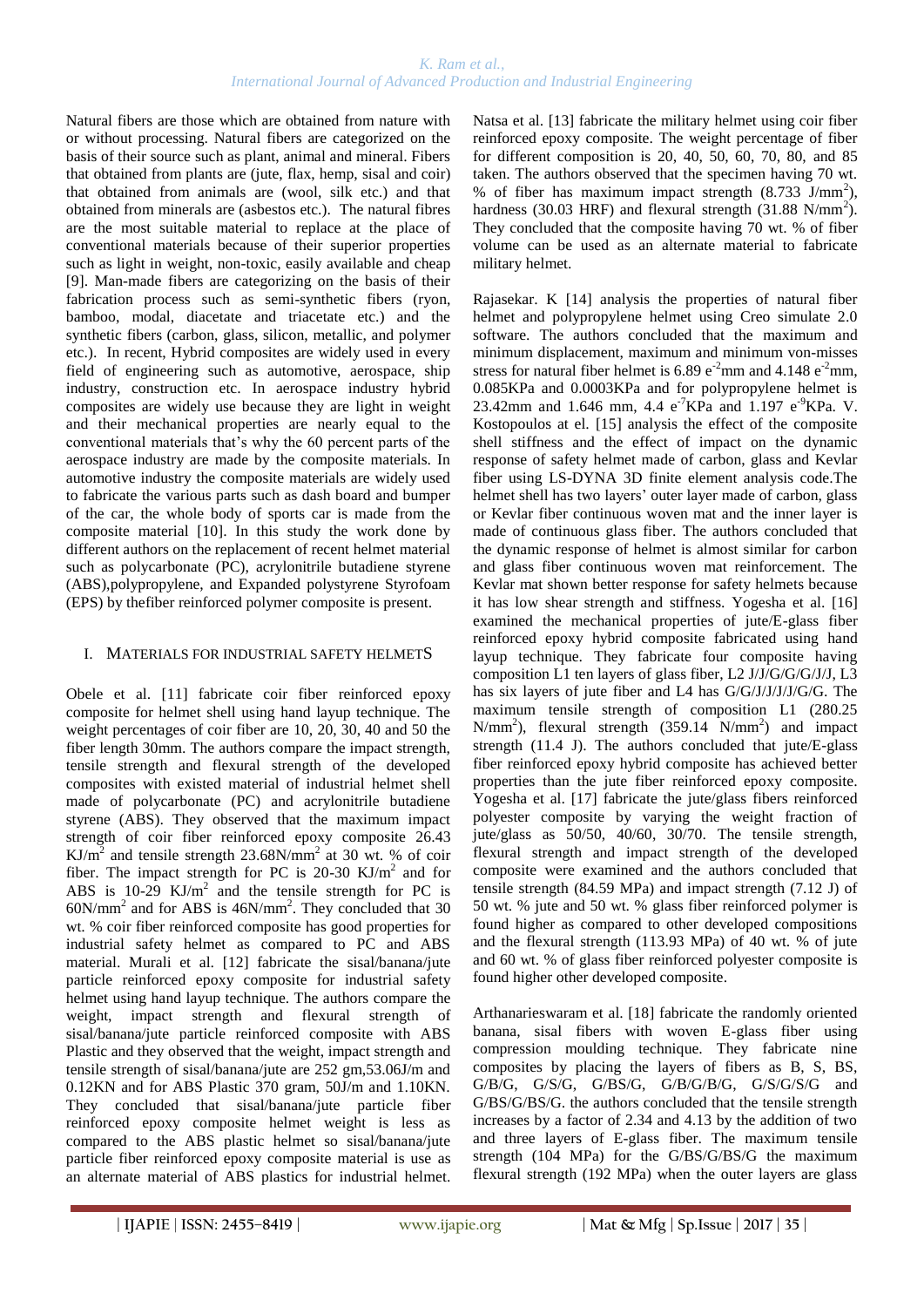Natural fibers are those which are obtained from nature with or without processing. Natural fibers are categorized on the basis of their source such as plant, animal and mineral. Fibers that obtained from plants are (jute, flax, hemp, sisal and coir) that obtained from animals are (wool, silk etc.) and that obtained from minerals are (asbestos etc.). The natural fibres are the most suitable material to replace at the place of conventional materials because of their superior properties such as light in weight, non-toxic, easily available and cheap [9]. Man-made fibers are categorizing on the basis of their fabrication process such as semi-synthetic fibers (ryon, bamboo, modal, diacetate and triacetate etc.) and the synthetic fibers (carbon, glass, silicon, metallic, and polymer etc.). In recent, Hybrid composites are widely used in every field of engineering such as automotive, aerospace, ship industry, construction etc. In aerospace industry hybrid composites are widely use because they are light in weight and their mechanical properties are nearly equal to the conventional materials that's why the 60 percent parts of the aerospace industry are made by the composite materials. In automotive industry the composite materials are widely used to fabricate the various parts such as dash board and bumper of the car, the whole body of sports car is made from the composite material [10]. In this study the work done by different authors on the replacement of recent helmet material such as polycarbonate (PC), acrylonitrile butadiene styrene (ABS),polypropylene, and Expanded polystyrene Styrofoam (EPS) by thefiber reinforced polymer composite is present.

## I. MATERIALS FOR INDUSTRIAL SAFETY HELMETS

Obele et al. [11] fabricate coir fiber reinforced epoxy composite for helmet shell using hand layup technique. The weight percentages of coir fiber are 10, 20, 30, 40 and 50 the fiber length 30mm. The authors compare the impact strength, tensile strength and flexural strength of the developed composites with existed material of industrial helmet shell made of polycarbonate (PC) and acrylonitrile butadiene styrene (ABS). They observed that the maximum impact strength of coir fiber reinforced epoxy composite 26.43 $KJ/m^2$ and tensile strength $23.68N/mm^2$ at 30 wt. % of coir fiber. The impact strength for PC is 20-30 $KJ/m^2$ and for ABS is 10-29 $KJ/m^2$ and the tensile strength for PC is $60N/mm^2$ and for ABS is $46N/mm^2$. They concluded that 30 wt. % coir fiber reinforced composite has good properties for industrial safety helmet as compared to PC and ABS material. Murali et al. [12] fabricate the sisal/banana/jute particle reinforced epoxy composite for industrial safety helmet using hand layup technique. The authors compare the weight, impact strength and flexural strength of sisal/banana/jute particle reinforced composite with ABS Plastic and they observed that the weight, impact strength and tensile strength of sisal/banana/jute are 252 gm,53.06J/m and 0.12KN and for ABS Plastic 370 gram, 50J/m and 1.10KN. They concluded that sisal/banana/jute particle fiber reinforced epoxy composite helmet weight is less as compared to the ABS plastic helmet so sisal/banana/jute particle fiber reinforced epoxy composite material is use as an alternate material of ABS plastics for industrial helmet.

Natsa et al. [13] fabricate the military helmet using coir fiber reinforced epoxy composite. The weight percentage of fiber for different composition is 20, 40, 50, 60, 70, 80, and 85 taken. The authors observed that the specimen having 70 wt. % of fiber has maximum impact strength (8.733 $J/mm^2$), hardness (30.03 HRF) and flexural strength (31.88 $N/mm^2$). They concluded that the composite having 70 wt. % of fiber volume can be used as an alternate material to fabricate military helmet.

Rajasekar. K [14] analysis the properties of natural fiber helmet and polypropylene helmet using Creo simulate 2.0 software. The authors concluded that the maximum and minimum displacement, maximum and minimum von-misses stress for natural fiber helmet is 6.89 $e^{-2}$mm and 4.148 $e^{-2}$mm, 0.085KPa and 0.0003KPa and for polypropylene helmet is 23.42mm and 1.646 mm, 4.4 $e^{-7}$KPa and 1.197 $e^{-9}$KPa. V. Kostopoulos at el. [15] analysis the effect of the composite shell stiffness and the effect of impact on the dynamic response of safety helmet made of carbon, glass and Kevlar fiber using LS-DYNA 3D finite element analysis code.The helmet shell has two layers' outer layer made of carbon, glass or Kevlar fiber continuous woven mat and the inner layer is made of continuous glass fiber. The authors concluded that the dynamic response of helmet is almost similar for carbon and glass fiber continuous woven mat reinforcement. The Kevlar mat shown better response for safety helmets because it has low shear strength and stiffness. Yogesha et al. [16] examined the mechanical properties of jute/E-glass fiber reinforced epoxy hybrid composite fabricated using hand layup technique. They fabricate four composite having composition L1 ten layers of glass fiber, L2 J/J/G/G/G/J/J, L3 has six layers of jute fiber and L4 has G/G/J/J/J/J/G/G. The maximum tensile strength of composition L1 (280.25 $N/mm^2$), flexural strength (359.14 $N/mm^2$) and impact strength (11.4 J). The authors concluded that jute/E-glass fiber reinforced epoxy hybrid composite has achieved better properties than the jute fiber reinforced epoxy composite. Yogesha et al. [17] fabricate the jute/glass fibers reinforced polyester composite by varying the weight fraction of jute/glass as 50/50, 40/60, 30/70. The tensile strength, flexural strength and impact strength of the developed composite were examined and the authors concluded that tensile strength (84.59 MPa) and impact strength (7.12 J) of 50 wt. % jute and 50 wt. % glass fiber reinforced polymer is found higher as compared to other developed compositions and the flexural strength (113.93 MPa) of 40 wt. % of jute and 60 wt. % of glass fiber reinforced polyester composite is found higher other developed composite.

Arthanarieswaram et al. [18] fabricate the randomly oriented banana, sisal fibers with woven E-glass fiber using compression moulding technique. They fabricate nine composites by placing the layers of fibers as B, S, BS, G/B/G, G/S/G, G/BS/G, G/B/G/B/G, G/S/G/S/G and G/BS/G/BS/G. the authors concluded that the tensile strength increases by a factor of 2.34 and 4.13 by the addition of two and three layers of E-glass fiber. The maximum tensile strength (104 MPa) for the G/BS/G/BS/G the maximum flexural strength (192 MPa) when the outer layers are glass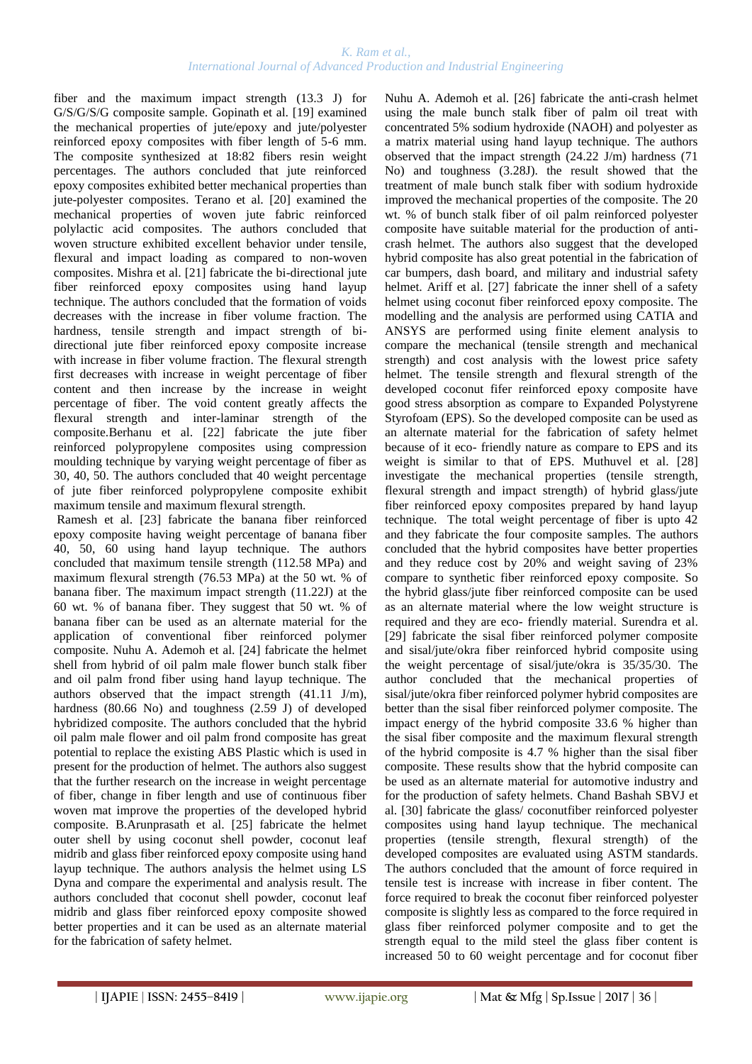fiber and the maximum impact strength (13.3 J) for G/S/G/S/G composite sample. Gopinath et al. [19] examined the mechanical properties of jute/epoxy and jute/polyester reinforced epoxy composites with fiber length of 5-6 mm. The composite synthesized at 18:82 fibers resin weight percentages. The authors concluded that jute reinforced epoxy composites exhibited better mechanical properties than jute-polyester composites. Terano et al. [20] examined the mechanical properties of woven jute fabric reinforced polylactic acid composites. The authors concluded that woven structure exhibited excellent behavior under tensile, flexural and impact loading as compared to non-woven composites. Mishra et al. [21] fabricate the bi-directional jute fiber reinforced epoxy composites using hand layup technique. The authors concluded that the formation of voids decreases with the increase in fiber volume fraction. The hardness, tensile strength and impact strength of bi-directional jute fiber reinforced epoxy composite increase with increase in fiber volume fraction. The flexural strength first decreases with increase in weight percentage of fiber content and then increase by the increase in weight percentage of fiber. The void content greatly affects the flexural strength and inter-laminar strength of the composite.Berhanu et al. [22] fabricate the jute fiber reinforced polypropylene composites using compression moulding technique by varying weight percentage of fiber as 30, 40, 50. The authors concluded that 40 weight percentage of jute fiber reinforced polypropylene composite exhibit maximum tensile and maximum flexural strength.

Ramesh et al. [23] fabricate the banana fiber reinforced epoxy composite having weight percentage of banana fiber 40, 50, 60 using hand layup technique. The authors concluded that maximum tensile strength (112.58 MPa) and maximum flexural strength (76.53 MPa) at the 50 wt. % of banana fiber. The maximum impact strength (11.22J) at the 60 wt. % of banana fiber. They suggest that 50 wt. % of banana fiber can be used as an alternate material for the application of conventional fiber reinforced polymer composite. Nuhu A. Ademoh et al. [24] fabricate the helmet shell from hybrid of oil palm male flower bunch stalk fiber and oil palm frond fiber using hand layup technique. The authors observed that the impact strength (41.11 J/m), hardness (80.66 No) and toughness (2.59 J) of developed hybridized composite. The authors concluded that the hybrid oil palm male flower and oil palm frond composite has great potential to replace the existing ABS Plastic which is used in present for the production of helmet. The authors also suggest that the further research on the increase in weight percentage of fiber, change in fiber length and use of continuous fiber woven mat improve the properties of the developed hybrid composite. B.Arunprasath et al. [25] fabricate the helmet outer shell by using coconut shell powder, coconut leaf midrib and glass fiber reinforced epoxy composite using hand layup technique. The authors analysis the helmet using LS Dyna and compare the experimental and analysis result. The authors concluded that coconut shell powder, coconut leaf midrib and glass fiber reinforced epoxy composite showed better properties and it can be used as an alternate material for the fabrication of safety helmet.

Nuhu A. Ademoh et al. [26] fabricate the anti-crash helmet using the male bunch stalk fiber of palm oil treat with concentrated 5% sodium hydroxide (NAOH) and polyester as a matrix material using hand layup technique. The authors observed that the impact strength (24.22 J/m) hardness (71 No) and toughness (3.28J). the result showed that the treatment of male bunch stalk fiber with sodium hydroxide improved the mechanical properties of the composite. The 20 wt. % of bunch stalk fiber of oil palm reinforced polyester composite have suitable material for the production of anti-crash helmet. The authors also suggest that the developed hybrid composite has also great potential in the fabrication of car bumpers, dash board, and military and industrial safety helmet. Ariff et al. [27] fabricate the inner shell of a safety helmet using coconut fiber reinforced epoxy composite. The modelling and the analysis are performed using CATIA and ANSYS are performed using finite element analysis to compare the mechanical (tensile strength and mechanical strength) and cost analysis with the lowest price safety helmet. The tensile strength and flexural strength of the developed coconut fifer reinforced epoxy composite have good stress absorption as compare to Expanded Polystyrene Styrofoam (EPS). So the developed composite can be used as an alternate material for the fabrication of safety helmet because of it eco- friendly nature as compare to EPS and its weight is similar to that of EPS. Muthuvel et al. [28] investigate the mechanical properties (tensile strength, flexural strength and impact strength) of hybrid glass/jute fiber reinforced epoxy composites prepared by hand layup technique. The total weight percentage of fiber is upto 42 and they fabricate the four composite samples. The authors concluded that the hybrid composites have better properties and they reduce cost by 20% and weight saving of 23% compare to synthetic fiber reinforced epoxy composite. So the hybrid glass/jute fiber reinforced composite can be used as an alternate material where the low weight structure is required and they are eco- friendly material. Surendra et al. [29] fabricate the sisal fiber reinforced polymer composite and sisal/jute/okra fiber reinforced hybrid composite using the weight percentage of sisal/jute/okra is 35/35/30. The author concluded that the mechanical properties of sisal/jute/okra fiber reinforced polymer hybrid composites are better than the sisal fiber reinforced polymer composite. The impact energy of the hybrid composite 33.6 % higher than the sisal fiber composite and the maximum flexural strength of the hybrid composite is 4.7 % higher than the sisal fiber composite. These results show that the hybrid composite can be used as an alternate material for automotive industry and for the production of safety helmets. Chand Bashah SBVJ et al. [30] fabricate the glass/ coconutfiber reinforced polyester composites using hand layup technique. The mechanical properties (tensile strength, flexural strength) of the developed composites are evaluated using ASTM standards. The authors concluded that the amount of force required in tensile test is increase with increase in fiber content. The force required to break the coconut fiber reinforced polyester composite is slightly less as compared to the force required in glass fiber reinforced polymer composite and to get the strength equal to the mild steel the glass fiber content is increased 50 to 60 weight percentage and for coconut fiber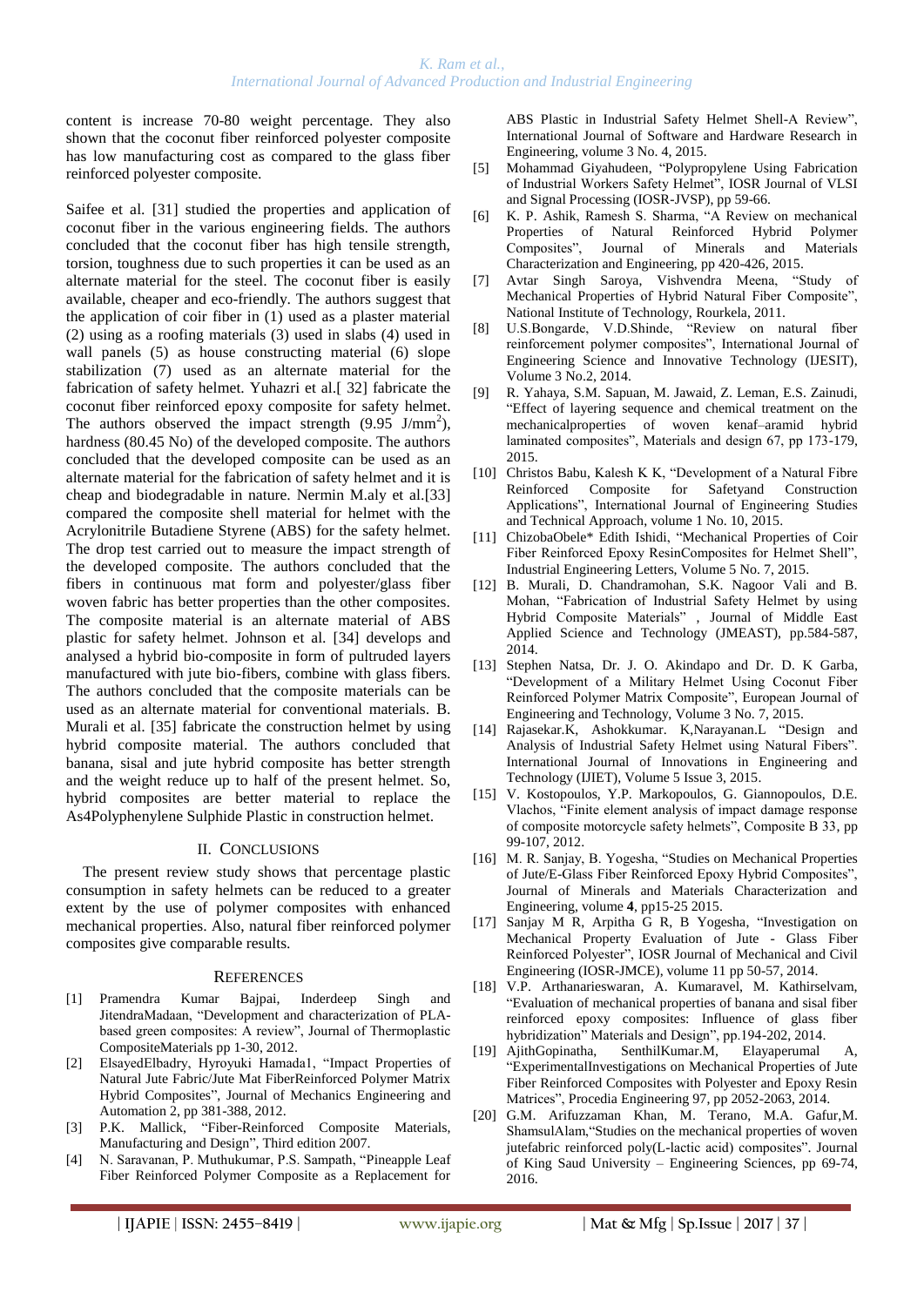content is increase 70-80 weight percentage. They also shown that the coconut fiber reinforced polyester composite has low manufacturing cost as compared to the glass fiber reinforced polyester composite.

Saifee et al. [31] studied the properties and application of coconut fiber in the various engineering fields. The authors concluded that the coconut fiber has high tensile strength, torsion, toughness due to such properties it can be used as an alternate material for the steel. The coconut fiber is easily available, cheaper and eco-friendly. The authors suggest that the application of coir fiber in (1) used as a plaster material (2) using as a roofing materials (3) used in slabs (4) used in wall panels (5) as house constructing material (6) slope stabilization (7) used as an alternate material for the fabrication of safety helmet. Yuhazri et al.[ 32] fabricate the coconut fiber reinforced epoxy composite for safety helmet. The authors observed the impact strength (9.95 J/mm$^2$), hardness (80.45 No) of the developed composite. The authors concluded that the developed composite can be used as an alternate material for the fabrication of safety helmet and it is cheap and biodegradable in nature. Nermin M.aly et al.[33] compared the composite shell material for helmet with the Acrylonitrile Butadiene Styrene (ABS) for the safety helmet. The drop test carried out to measure the impact strength of the developed composite. The authors concluded that the fibers in continuous mat form and polyester/glass fiber woven fabric has better properties than the other composites. The composite material is an alternate material of ABS plastic for safety helmet. Johnson et al. [34] develops and analysed a hybrid bio-composite in form of pultruded layers manufactured with jute bio-fibers, combine with glass fibers. The authors concluded that the composite materials can be used as an alternate material for conventional materials. B. Murali et al. [35] fabricate the construction helmet by using hybrid composite material. The authors concluded that banana, sisal and jute hybrid composite has better strength and the weight reduce up to half of the present helmet. So, hybrid composites are better material to replace the As4Polyphenylene Sulphide Plastic in construction helmet.

## II. Conclusions

The present review study shows that percentage plastic consumption in safety helmets can be reduced to a greater extent by the use of polymer composites with enhanced mechanical properties. Also, natural fiber reinforced polymer composites give comparable results.

## References

[1] Pramendra Kumar Bajpai, Inderdeep Singh and JitendraMadaan, "Development and characterization of PLA-based green composites: A review", Journal of Thermoplastic CompositeMaterials pp 1-30, 2012.

[2] ElsayedElbadry, Hyroyuki Hamada1, "Impact Properties of Natural Jute Fabric/Jute Mat FiberReinforced Polymer Matrix Hybrid Composites", Journal of Mechanics Engineering and Automation 2, pp 381-388, 2012.

[3] P.K. Mallick, "Fiber-Reinforced Composite Materials, Manufacturing and Design", Third edition 2007.

[4] N. Saravanan, P. Muthukumar, P.S. Sampath, "Pineapple Leaf Fiber Reinforced Polymer Composite as a Replacement for ABS Plastic in Industrial Safety Helmet Shell-A Review", International Journal of Software and Hardware Research in Engineering, volume 3 No. 4, 2015.

[5] Mohammad Giyahudeen, "Polypropylene Using Fabrication of Industrial Workers Safety Helmet", IOSR Journal of VLSI and Signal Processing (IOSR-JVSP), pp 59-66.

[6] K. P. Ashik, Ramesh S. Sharma, "A Review on mechanical Properties of Natural Reinforced Hybrid Polymer Composites", Journal of Minerals and Materials Characterization and Engineering, pp 420-426, 2015.

[7] Avtar Singh Saroya, Vishvendra Meena, "Study of Mechanical Properties of Hybrid Natural Fiber Composite", National Institute of Technology, Rourkela, 2011.

[8] U.S.Bongarde, V.D.Shinde, "Review on natural fiber reinforcement polymer composites", International Journal of Engineering Science and Innovative Technology (IJESIT), Volume 3 No.2, 2014.

[9] R. Yahaya, S.M. Sapuan, M. Jawaid, Z. Leman, E.S. Zainudi, "Effect of layering sequence and chemical treatment on the mechanicalproperties of woven kenaf–aramid hybrid laminated composites", Materials and design 67, pp 173-179, 2015.

[10] Christos Babu, Kalesh K K, "Development of a Natural Fibre Reinforced Composite for Safetyand Construction Applications", International Journal of Engineering Studies and Technical Approach, volume 1 No. 10, 2015.

[11] ChizobaObele* Edith Ishidi, "Mechanical Properties of Coir Fiber Reinforced Epoxy ResinComposites for Helmet Shell", Industrial Engineering Letters, Volume 5 No. 7, 2015.

[12] B. Murali, D. Chandramohan, S.K. Nagoor Vali and B. Mohan, "Fabrication of Industrial Safety Helmet by using Hybrid Composite Materials" , Journal of Middle East Applied Science and Technology (JMEAST), pp.584-587, 2014.

[13] Stephen Natsa, Dr. J. O. Akindapo and Dr. D. K Garba, "Development of a Military Helmet Using Coconut Fiber Reinforced Polymer Matrix Composite", European Journal of Engineering and Technology, Volume 3 No. 7, 2015.

[14] Rajasekar.K, Ashokkumar. K,Narayanan.L "Design and Analysis of Industrial Safety Helmet using Natural Fibers". International Journal of Innovations in Engineering and Technology (IJIET), Volume 5 Issue 3, 2015.

[15] V. Kostopoulos, Y.P. Markopoulos, G. Giannopoulos, D.E. Vlachos, "Finite element analysis of impact damage response of composite motorcycle safety helmets", Composite B 33, pp 99-107, 2012.

[16] M. R. Sanjay, B. Yogesha, "Studies on Mechanical Properties of Jute/E-Glass Fiber Reinforced Epoxy Hybrid Composites", Journal of Minerals and Materials Characterization and Engineering, volume **4**, pp15-25 2015.

[17] Sanjay M R, Arpitha G R, B Yogesha, "Investigation on Mechanical Property Evaluation of Jute - Glass Fiber Reinforced Polyester", IOSR Journal of Mechanical and Civil Engineering (IOSR-JMCE), volume 11 pp 50-57, 2014.

[18] V.P. Arthanarieswaran, A. Kumaravel, M. Kathirselvam, "Evaluation of mechanical properties of banana and sisal fiber reinforced epoxy composites: Influence of glass fiber hybridization" Materials and Design", pp.194-202, 2014.

[19] AjithGopinatha, SenthilKumar.M, Elayaperumal A, "ExperimentalInvestigations on Mechanical Properties of Jute Fiber Reinforced Composites with Polyester and Epoxy Resin Matrices", Procedia Engineering 97, pp 2052-2063, 2014.

[20] G.M. Arifuzzaman Khan, M. Terano, M.A. Gafur,M. ShamsulAlam,"Studies on the mechanical properties of woven jutefabric reinforced poly(L-lactic acid) composites". Journal of King Saud University – Engineering Sciences, pp 69-74, 2016.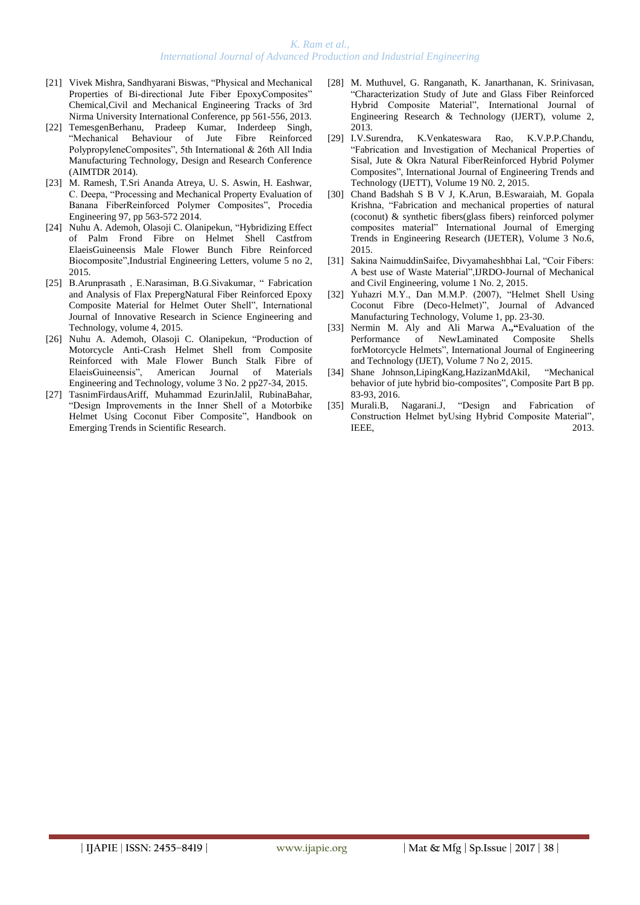[21] Vivek Mishra, Sandhyarani Biswas, "Physical and Mechanical Properties of Bi-directional Jute Fiber EpoxyComposites" Chemical,Civil and Mechanical Engineering Tracks of 3rd Nirma University International Conference, pp 561-556, 2013.

[22] TemesgenBerhanu, Pradeep Kumar, Inderdeep Singh, "Mechanical Behaviour of Jute Fibre Reinforced PolypropyleneComposites", 5th International & 26th All India Manufacturing Technology, Design and Research Conference (AIMTDR 2014).

[23] M. Ramesh, T.Sri Ananda Atreya, U. S. Aswin, H. Eashwar, C. Deepa, "Processing and Mechanical Property Evaluation of Banana FiberReinforced Polymer Composites", Procedia Engineering 97, pp 563-572 2014.

[24] Nuhu A. Ademoh, Olasoji C. Olanipekun, "Hybridizing Effect of Palm Frond Fibre on Helmet Shell Castfrom ElaeisGuineensis Male Flower Bunch Fibre Reinforced Biocomposite",Industrial Engineering Letters, volume 5 no 2, 2015.

[25] B.Arunprasath , E.Narasiman, B.G.Sivakumar, " Fabrication and Analysis of Flax PrepergNatural Fiber Reinforced Epoxy Composite Material for Helmet Outer Shell", International Journal of Innovative Research in Science Engineering and Technology, volume 4, 2015.

[26] Nuhu A. Ademoh, Olasoji C. Olanipekun, "Production of Motorcycle Anti-Crash Helmet Shell from Composite Reinforced with Male Flower Bunch Stalk Fibre of ElaeisGuineensis", American Journal of Materials Engineering and Technology, volume 3 No. 2 pp27-34, 2015.

[27] TasnimFirdausAriff, Muhammad EzurinJalil, RubinaBahar, "Design Improvements in the Inner Shell of a Motorbike Helmet Using Coconut Fiber Composite", Handbook on Emerging Trends in Scientific Research.

[28] M. Muthuvel, G. Ranganath, K. Janarthanan, K. Srinivasan, "Characterization Study of Jute and Glass Fiber Reinforced Hybrid Composite Material", International Journal of Engineering Research & Technology (IJERT), volume 2, 2013.

[29] I.V.Surendra, K.Venkateswara Rao, K.V.P.P.Chandu, "Fabrication and Investigation of Mechanical Properties of Sisal, Jute & Okra Natural FiberReinforced Hybrid Polymer Composites", International Journal of Engineering Trends and Technology (IJETT), Volume 19 N0. 2, 2015.

[30] Chand Badshah S B V J, K.Arun, B.Eswaraiah, M. Gopala Krishna, "Fabrication and mechanical properties of natural (coconut) & synthetic fibers(glass fibers) reinforced polymer composites material" International Journal of Emerging Trends in Engineering Research (IJETER), Volume 3 No.6, 2015.

[31] Sakina NaimuddinSaifee, Divyamaheshbhai Lal, "Coir Fibers: A best use of Waste Material",IJRDO-Journal of Mechanical and Civil Engineering, volume 1 No. 2, 2015.

[32] Yuhazri M.Y., Dan M.M.P. (2007), "Helmet Shell Using Coconut Fibre (Deco-Helmet)", Journal of Advanced Manufacturing Technology, Volume 1, pp. 23-30.

[33] Nermin M. Aly and Ali Marwa A**.,"**Evaluation of the Performance of NewLaminated Composite Shells forMotorcycle Helmets", International Journal of Engineering and Technology (IJET), Volume 7 No 2, 2015.

[34] Shane Johnson,LipingKang,HazizanMdAkil, "Mechanical behavior of jute hybrid bio-composites", Composite Part B pp. 83-93, 2016.

[35] Murali.B, Nagarani.J, "Design and Fabrication of Construction Helmet byUsing Hybrid Composite Material", IEEE, 2013.